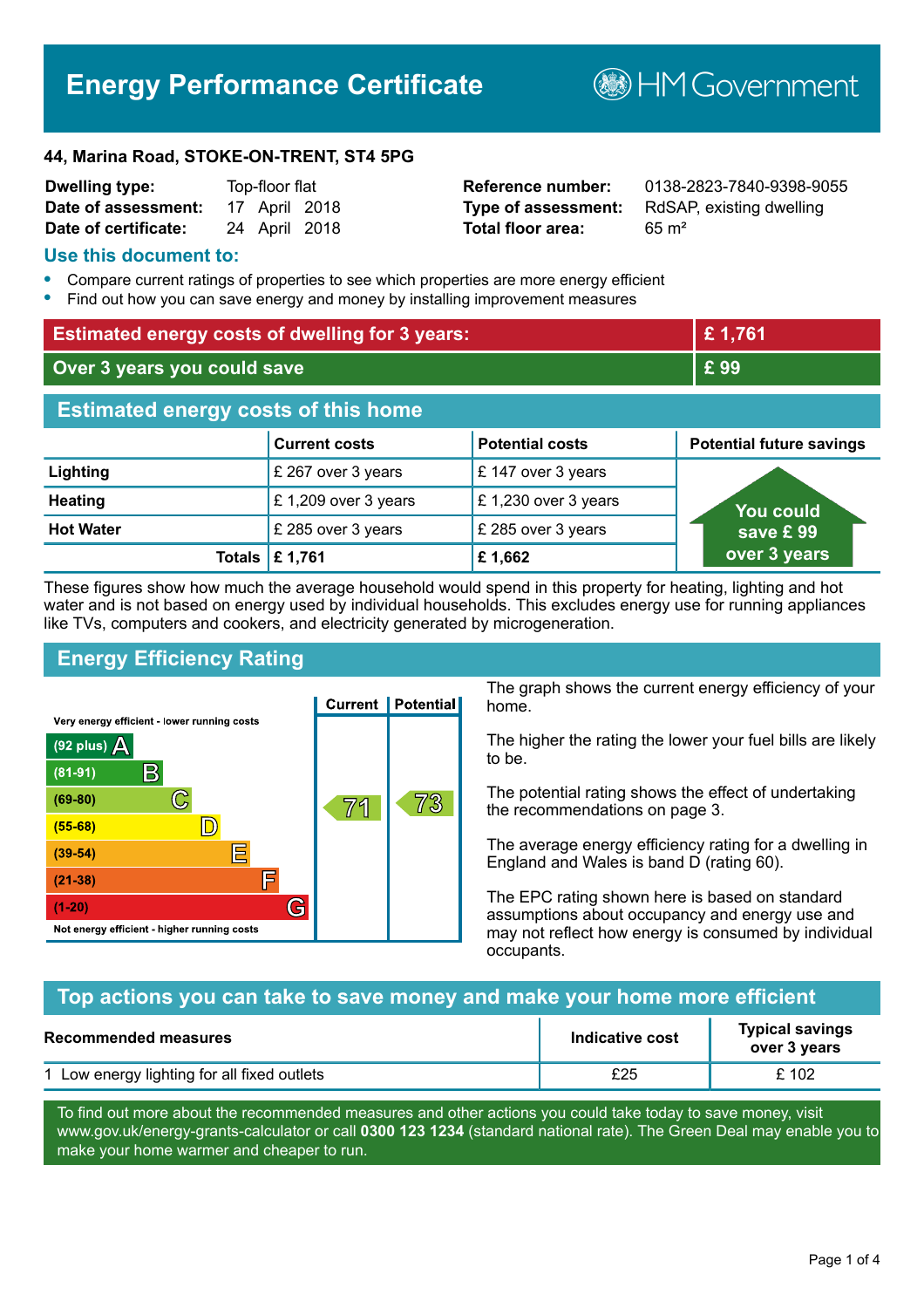# Energy Performance Certificate

HM Government

**44, Marina Road, STOKE-ON-TRENT, ST4 5PG**

| | | | |
|---|---|---|---|
| **Dwelling type:** | Top-floor flat | **Reference number:** | 0138-2823-7840-9398-9055 |
| **Date of assessment:** | 17 April 2018 | **Type of assessment:** | RdSAP, existing dwelling |
| **Date of certificate:** | 24 April 2018 | **Total floor area:** | 65 m² |

## Use this document to:

- Compare current ratings of properties to see which properties are more energy efficient
- Find out how you can save energy and money by installing improvement measures

| | |
|---|---|
| **Estimated energy costs of dwelling for 3 years:** | **£ 1,761** |
| **Over 3 years you could save** | **£ 99** |

## Estimated energy costs of this home

| | Current costs | Potential costs | Potential future savings |
|---|---|---|---|
| **Lighting** | £ 267 over 3 years | £ 147 over 3 years | You could save £ 99 over 3 years |
| **Heating** | £ 1,209 over 3 years | £ 1,230 over 3 years | |
| **Hot Water** | £ 285 over 3 years | £ 285 over 3 years | |
| **Totals** | **£ 1,761** | **£ 1,662** | |

These figures show how much the average household would spend in this property for heating, lighting and hot water and is not based on energy used by individual households. This excludes energy use for running appliances like TVs, computers and cookers, and electricity generated by microgeneration.

## Energy Efficiency Rating

Very energy efficient - lower running costs

| Rating band | Current | Potential |
|---|---|---|
| (92 plus) A | | |
| (81-91) B | | |
| (69-80) C | 71 | 73 |
| (55-68) D | | |
| (39-54) E | | |
| (21-38) F | | |
| (1-20) G | | |

Not energy efficient - higher running costs

The graph shows the current energy efficiency of your home.

The higher the rating the lower your fuel bills are likely to be.

The potential rating shows the effect of undertaking the recommendations on page 3.

The average energy efficiency rating for a dwelling in England and Wales is band D (rating 60).

The EPC rating shown here is based on standard assumptions about occupancy and energy use and may not reflect how energy is consumed by individual occupants.

## Top actions you can take to save money and make your home more efficient

| Recommended measures | Indicative cost | Typical savings over 3 years |
|---|---|---|
| 1 Low energy lighting for all fixed outlets | £25 | £ 102 |

To find out more about the recommended measures and other actions you could take today to save money, visit www.gov.uk/energy-grants-calculator or call **0300 123 1234** (standard national rate). The Green Deal may enable you to make your home warmer and cheaper to run.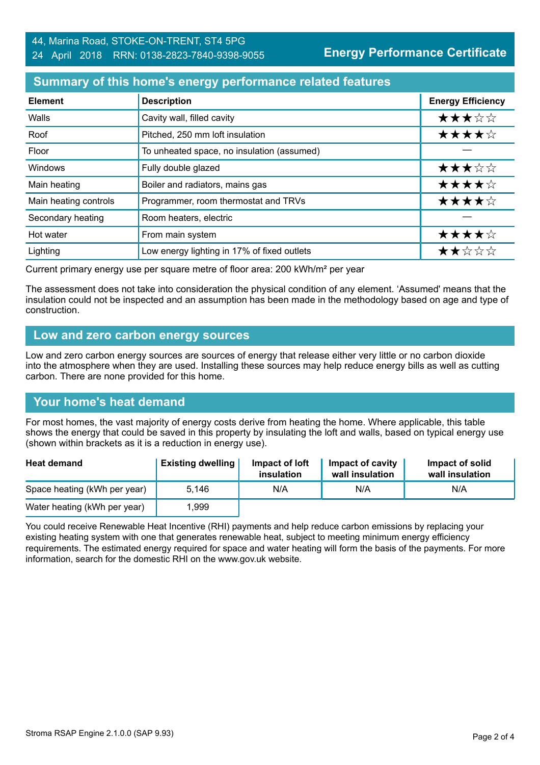44, Marina Road, STOKE-ON-TRENT, ST4 5PG
24 April 2018 RRN: 0138-2823-7840-9398-9055

**Energy Performance Certificate**

## Summary of this home's energy performance related features

| Element | Description | Energy Efficiency |
|---|---|---|
| Walls | Cavity wall, filled cavity | ★★★☆☆ |
| Roof | Pitched, 250 mm loft insulation | ★★★★☆ |
| Floor | To unheated space, no insulation (assumed) | — |
| Windows | Fully double glazed | ★★★☆☆ |
| Main heating | Boiler and radiators, mains gas | ★★★★☆ |
| Main heating controls | Programmer, room thermostat and TRVs | ★★★★☆ |
| Secondary heating | Room heaters, electric | — |
| Hot water | From main system | ★★★★☆ |
| Lighting | Low energy lighting in 17% of fixed outlets | ★★☆☆☆ |

Current primary energy use per square metre of floor area: 200 kWh/m² per year

The assessment does not take into consideration the physical condition of any element. 'Assumed' means that the insulation could not be inspected and an assumption has been made in the methodology based on age and type of construction.

## Low and zero carbon energy sources

Low and zero carbon energy sources are sources of energy that release either very little or no carbon dioxide into the atmosphere when they are used. Installing these sources may help reduce energy bills as well as cutting carbon. There are none provided for this home.

## Your home's heat demand

For most homes, the vast majority of energy costs derive from heating the home. Where applicable, this table shows the energy that could be saved in this property by insulating the loft and walls, based on typical energy use (shown within brackets as it is a reduction in energy use).

| Heat demand | Existing dwelling | Impact of loft insulation | Impact of cavity wall insulation | Impact of solid wall insulation |
|---|---|---|---|---|
| Space heating (kWh per year) | 5,146 | N/A | N/A | N/A |
| Water heating (kWh per year) | 1,999 | | | |

You could receive Renewable Heat Incentive (RHI) payments and help reduce carbon emissions by replacing your existing heating system with one that generates renewable heat, subject to meeting minimum energy efficiency requirements. The estimated energy required for space and water heating will form the basis of the payments. For more information, search for the domestic RHI on the www.gov.uk website.

Stroma RSAP Engine 2.1.0.0 (SAP 9.93)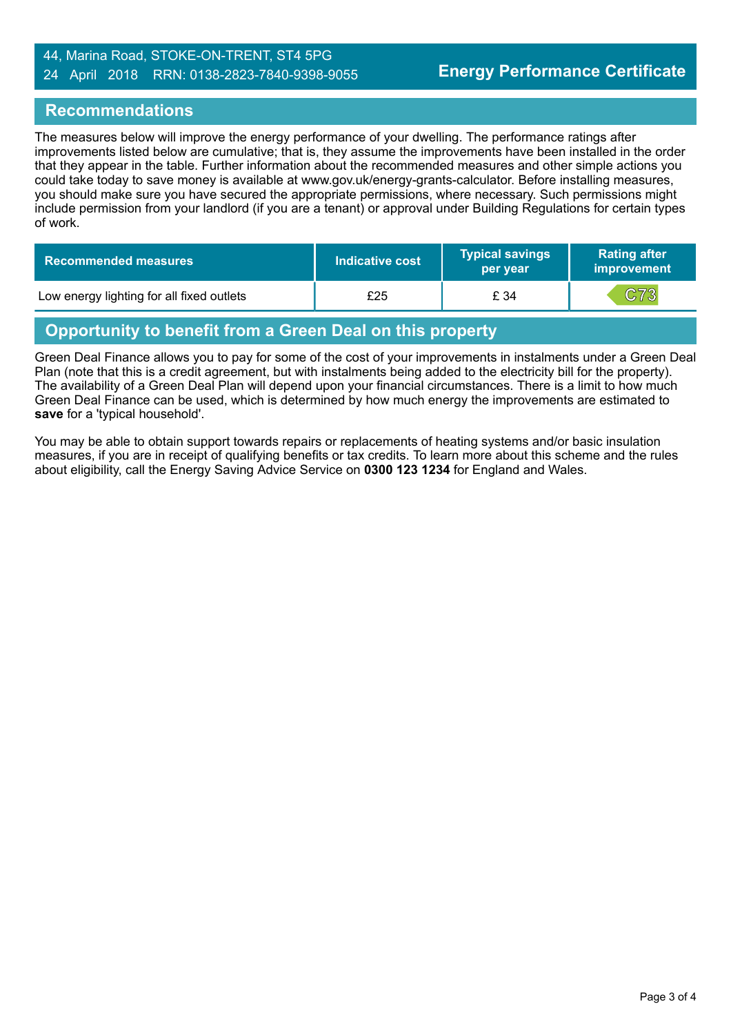## Recommendations

The measures below will improve the energy performance of your dwelling. The performance ratings after improvements listed below are cumulative; that is, they assume the improvements have been installed in the order that they appear in the table. Further information about the recommended measures and other simple actions you could take today to save money is available at www.gov.uk/energy-grants-calculator. Before installing measures, you should make sure you have secured the appropriate permissions, where necessary. Such permissions might include permission from your landlord (if you are a tenant) or approval under Building Regulations for certain types of work.

| Recommended measures | Indicative cost | Typical savings per year | Rating after improvement |
|---|---|---|---|
| Low energy lighting for all fixed outlets | £25 | £ 34 | C73 |

## Opportunity to benefit from a Green Deal on this property

Green Deal Finance allows you to pay for some of the cost of your improvements in instalments under a Green Deal Plan (note that this is a credit agreement, but with instalments being added to the electricity bill for the property). The availability of a Green Deal Plan will depend upon your financial circumstances. There is a limit to how much Green Deal Finance can be used, which is determined by how much energy the improvements are estimated to **save** for a 'typical household'.

You may be able to obtain support towards repairs or replacements of heating systems and/or basic insulation measures, if you are in receipt of qualifying benefits or tax credits. To learn more about this scheme and the rules about eligibility, call the Energy Saving Advice Service on **0300 123 1234** for England and Wales.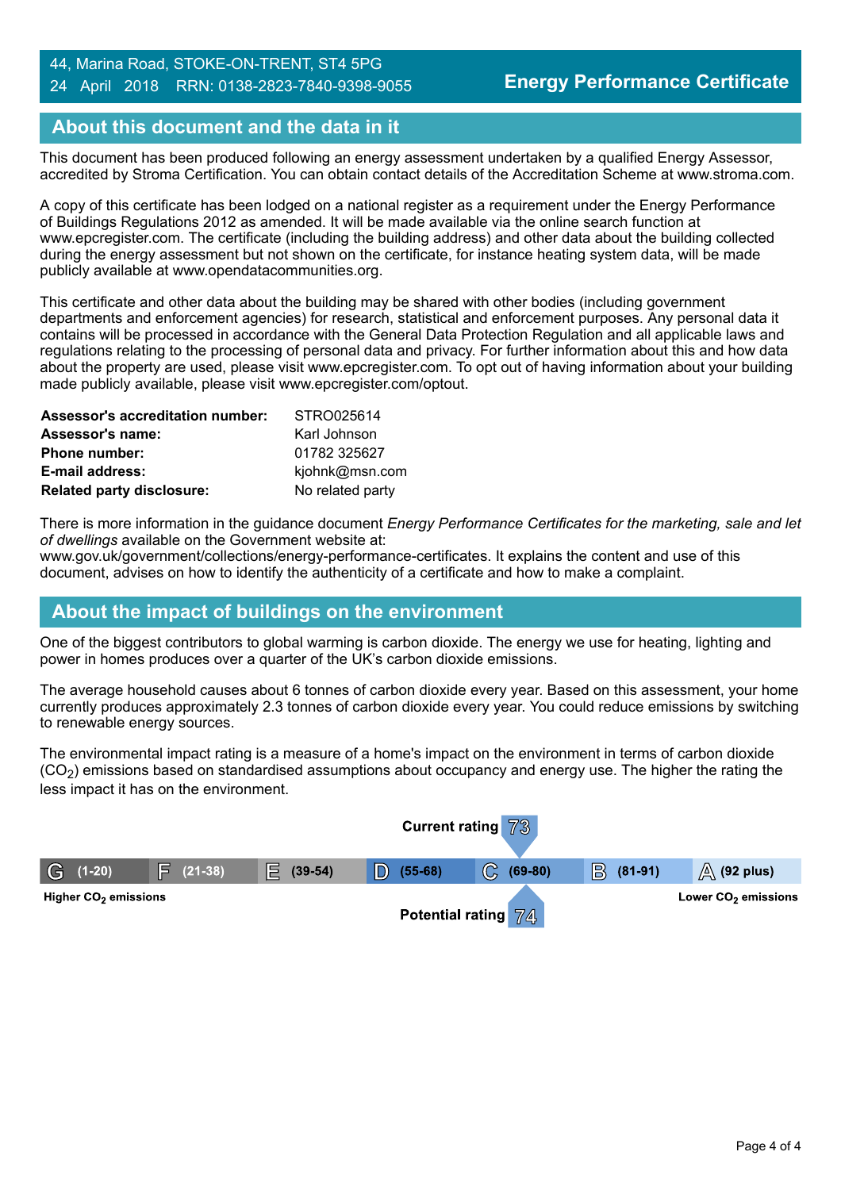44, Marina Road, STOKE-ON-TRENT, ST4 5PG
24 April 2018 RRN: 0138-2823-7840-9398-9055

**Energy Performance Certificate**

## About this document and the data in it

This document has been produced following an energy assessment undertaken by a qualified Energy Assessor, accredited by Stroma Certification. You can obtain contact details of the Accreditation Scheme at www.stroma.com.

A copy of this certificate has been lodged on a national register as a requirement under the Energy Performance of Buildings Regulations 2012 as amended. It will be made available via the online search function at www.epcregister.com. The certificate (including the building address) and other data about the building collected during the energy assessment but not shown on the certificate, for instance heating system data, will be made publicly available at www.opendatacommunities.org.

This certificate and other data about the building may be shared with other bodies (including government departments and enforcement agencies) for research, statistical and enforcement purposes. Any personal data it contains will be processed in accordance with the General Data Protection Regulation and all applicable laws and regulations relating to the processing of personal data and privacy. For further information about this and how data about the property are used, please visit www.epcregister.com. To opt out of having information about your building made publicly available, please visit www.epcregister.com/optout.

| | |
|---|---|
| **Assessor's accreditation number:** | STRO025614 |
| **Assessor's name:** | Karl Johnson |
| **Phone number:** | 01782 325627 |
| **E-mail address:** | kjohnk@msn.com |
| **Related party disclosure:** | No related party |

There is more information in the guidance document *Energy Performance Certificates for the marketing, sale and let of dwellings* available on the Government website at: www.gov.uk/government/collections/energy-performance-certificates. It explains the content and use of this document, advises on how to identify the authenticity of a certificate and how to make a complaint.

## About the impact of buildings on the environment

One of the biggest contributors to global warming is carbon dioxide. The energy we use for heating, lighting and power in homes produces over a quarter of the UK's carbon dioxide emissions.

The average household causes about 6 tonnes of carbon dioxide every year. Based on this assessment, your home currently produces approximately 2.3 tonnes of carbon dioxide every year. You could reduce emissions by switching to renewable energy sources.

The environmental impact rating is a measure of a home's impact on the environment in terms of carbon dioxide ($CO_2$) emissions based on standardised assumptions about occupancy and energy use. The higher the rating the less impact it has on the environment.

Current rating 73

G (1-20)
F (21-38)
E (39-54)
D (55-68)
C (69-80)
B (81-91)
A (92 plus)

Higher $CO_2$ emissions

Lower $CO_2$ emissions

Potential rating 74